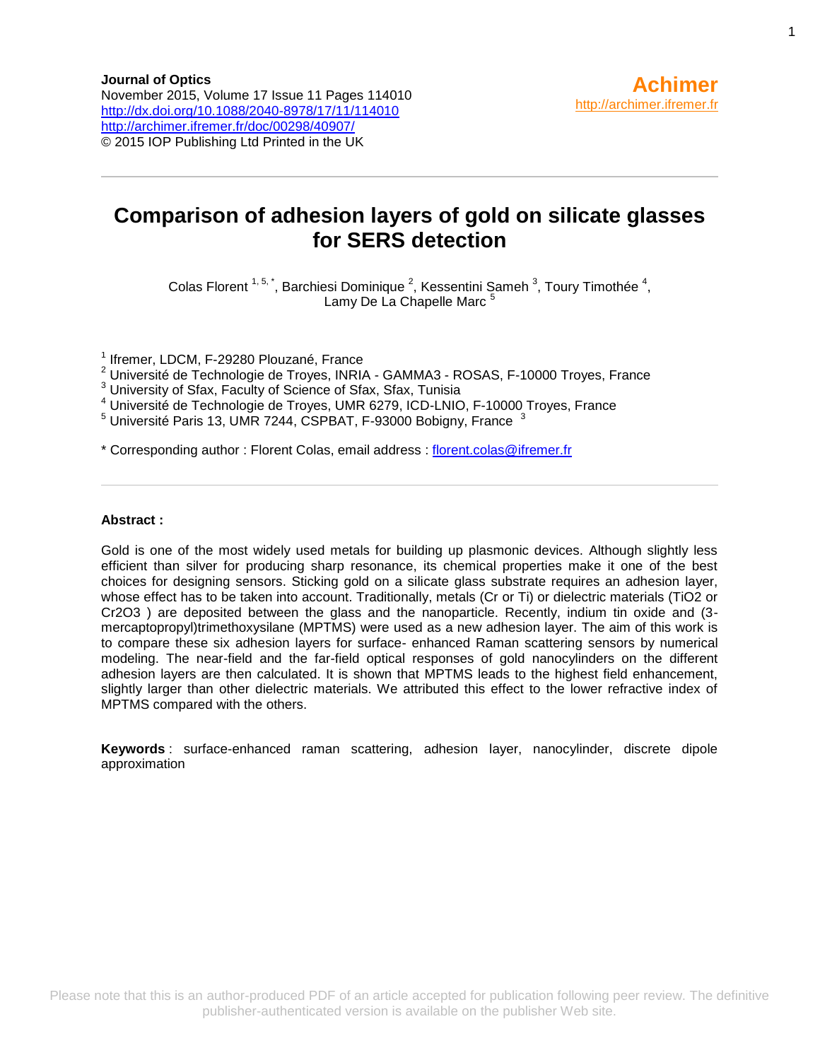**Journal of Optics**
November 2015, Volume 17 Issue 11 Pages 114010
http://dx.doi.org/10.1088/2040-8978/17/11/114010
http://archimer.ifremer.fr/doc/00298/40907/
© 2015 IOP Publishing Ltd Printed in the UK

**Achimer**
http://archimer.ifremer.fr

# Comparison of adhesion layers of gold on silicate glasses for SERS detection

Colas Florent [1, 5, *], Barchiesi Dominique [2], Kessentini Sameh [3], Toury Timothée [4], Lamy De La Chapelle Marc [5]

[1] Ifremer, LDCM, F-29280 Plouzané, France
[2] Université de Technologie de Troyes, INRIA - GAMMA3 - ROSAS, F-10000 Troyes, France
[3] University of Sfax, Faculty of Science of Sfax, Sfax, Tunisia
[4] Université de Technologie de Troyes, UMR 6279, ICD-LNIO, F-10000 Troyes, France
[5] Université Paris 13, UMR 7244, CSPBAT, F-93000 Bobigny, France [3]

\* Corresponding author : Florent Colas, email address : florent.colas@ifremer.fr

**Abstract :**

Gold is one of the most widely used metals for building up plasmonic devices. Although slightly less efficient than silver for producing sharp resonance, its chemical properties make it one of the best choices for designing sensors. Sticking gold on a silicate glass substrate requires an adhesion layer, whose effect has to be taken into account. Traditionally, metals (Cr or Ti) or dielectric materials ($TiO_2$ or $Cr_2O_3$ ) are deposited between the glass and the nanoparticle. Recently, indium tin oxide and (3-mercaptopropyl)trimethoxysilane (MPTMS) were used as a new adhesion layer. The aim of this work is to compare these six adhesion layers for surface- enhanced Raman scattering sensors by numerical modeling. The near-field and the far-field optical responses of gold nanocylinders on the different adhesion layers are then calculated. It is shown that MPTMS leads to the highest field enhancement, slightly larger than other dielectric materials. We attributed this effect to the lower refractive index of MPTMS compared with the others.

**Keywords** : surface-enhanced raman scattering, adhesion layer, nanocylinder, discrete dipole approximation

Please note that this is an author-produced PDF of an article accepted for publication following peer review. The definitive publisher-authenticated version is available on the publisher Web site.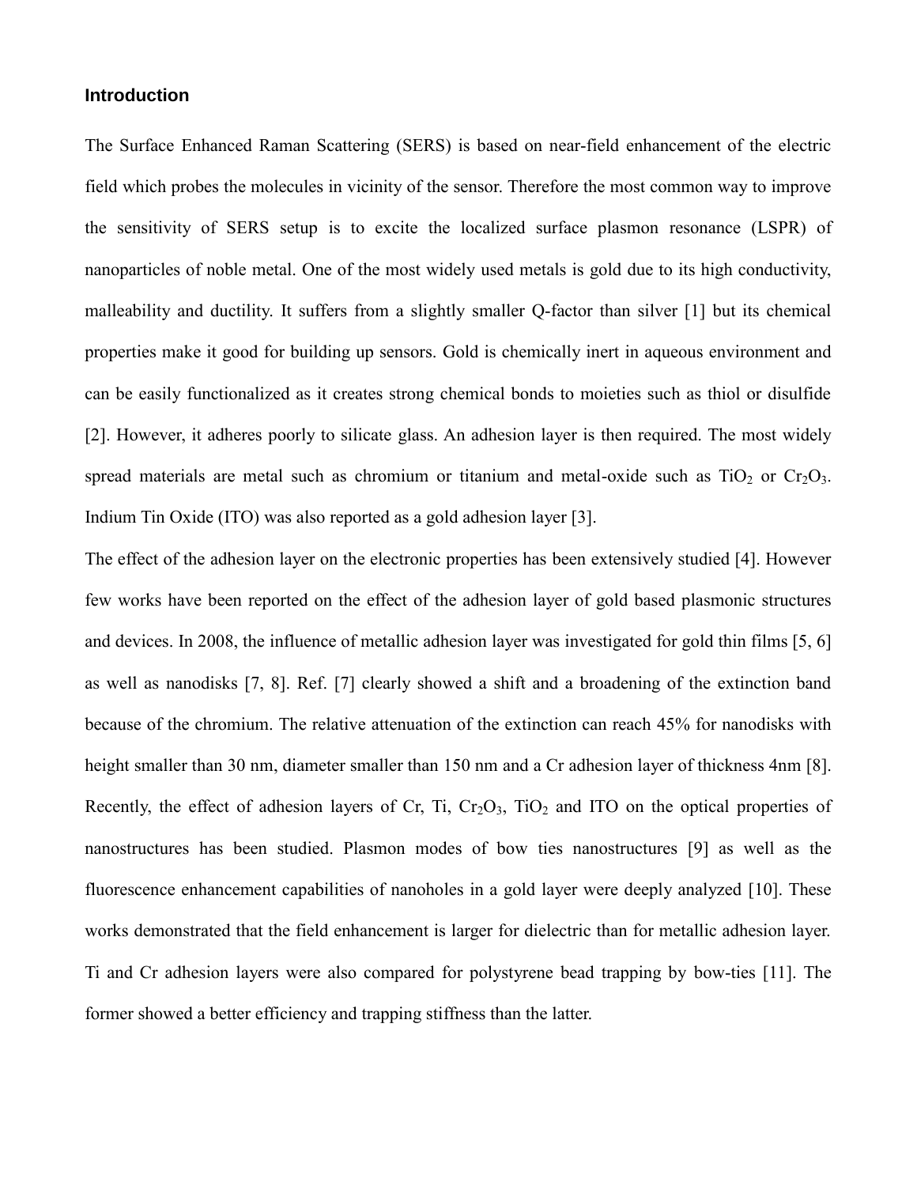## Introduction

The Surface Enhanced Raman Scattering (SERS) is based on near-field enhancement of the electric field which probes the molecules in vicinity of the sensor. Therefore the most common way to improve the sensitivity of SERS setup is to excite the localized surface plasmon resonance (LSPR) of nanoparticles of noble metal. One of the most widely used metals is gold due to its high conductivity, malleability and ductility. It suffers from a slightly smaller Q-factor than silver [1] but its chemical properties make it good for building up sensors. Gold is chemically inert in aqueous environment and can be easily functionalized as it creates strong chemical bonds to moieties such as thiol or disulfide [2]. However, it adheres poorly to silicate glass. An adhesion layer is then required. The most widely spread materials are metal such as chromium or titanium and metal-oxide such as $TiO_2$ or $Cr_2O_3$. Indium Tin Oxide (ITO) was also reported as a gold adhesion layer [3].

The effect of the adhesion layer on the electronic properties has been extensively studied [4]. However few works have been reported on the effect of the adhesion layer of gold based plasmonic structures and devices. In 2008, the influence of metallic adhesion layer was investigated for gold thin films [5, 6] as well as nanodisks [7, 8]. Ref. [7] clearly showed a shift and a broadening of the extinction band because of the chromium. The relative attenuation of the extinction can reach 45% for nanodisks with height smaller than 30 nm, diameter smaller than 150 nm and a Cr adhesion layer of thickness 4nm [8]. Recently, the effect of adhesion layers of Cr, Ti, $Cr_2O_3$, $TiO_2$ and ITO on the optical properties of nanostructures has been studied. Plasmon modes of bow ties nanostructures [9] as well as the fluorescence enhancement capabilities of nanoholes in a gold layer were deeply analyzed [10]. These works demonstrated that the field enhancement is larger for dielectric than for metallic adhesion layer. Ti and Cr adhesion layers were also compared for polystyrene bead trapping by bow-ties [11]. The former showed a better efficiency and trapping stiffness than the latter.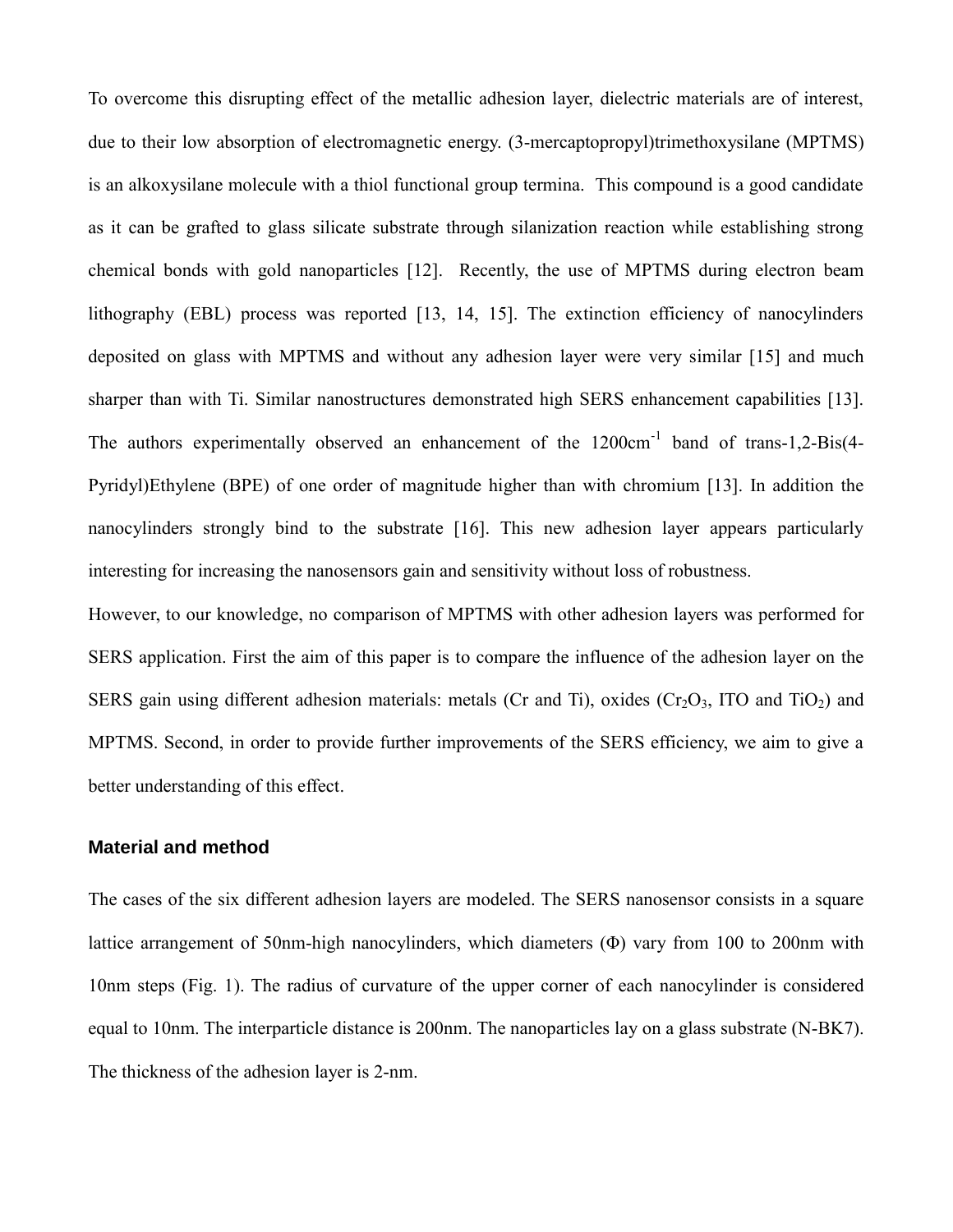To overcome this disrupting effect of the metallic adhesion layer, dielectric materials are of interest, due to their low absorption of electromagnetic energy. (3-mercaptopropyl)trimethoxysilane (MPTMS) is an alkoxysilane molecule with a thiol functional group termina. This compound is a good candidate as it can be grafted to glass silicate substrate through silanization reaction while establishing strong chemical bonds with gold nanoparticles [12]. Recently, the use of MPTMS during electron beam lithography (EBL) process was reported [13, 14, 15]. The extinction efficiency of nanocylinders deposited on glass with MPTMS and without any adhesion layer were very similar [15] and much sharper than with Ti. Similar nanostructures demonstrated high SERS enhancement capabilities [13]. The authors experimentally observed an enhancement of the $1200 cm^{-1}$ band of trans-1,2-Bis(4-Pyridyl)Ethylene (BPE) of one order of magnitude higher than with chromium [13]. In addition the nanocylinders strongly bind to the substrate [16]. This new adhesion layer appears particularly interesting for increasing the nanosensors gain and sensitivity without loss of robustness.

However, to our knowledge, no comparison of MPTMS with other adhesion layers was performed for SERS application. First the aim of this paper is to compare the influence of the adhesion layer on the SERS gain using different adhesion materials: metals (Cr and Ti), oxides ($Cr_2O_3$, ITO and $TiO_2$) and MPTMS. Second, in order to provide further improvements of the SERS efficiency, we aim to give a better understanding of this effect.

## Material and method

The cases of the six different adhesion layers are modeled. The SERS nanosensor consists in a square lattice arrangement of 50nm-high nanocylinders, which diameters ($\Phi$) vary from 100 to 200nm with 10nm steps (Fig. 1). The radius of curvature of the upper corner of each nanocylinder is considered equal to 10nm. The interparticle distance is 200nm. The nanoparticles lay on a glass substrate (N-BK7). The thickness of the adhesion layer is 2-nm.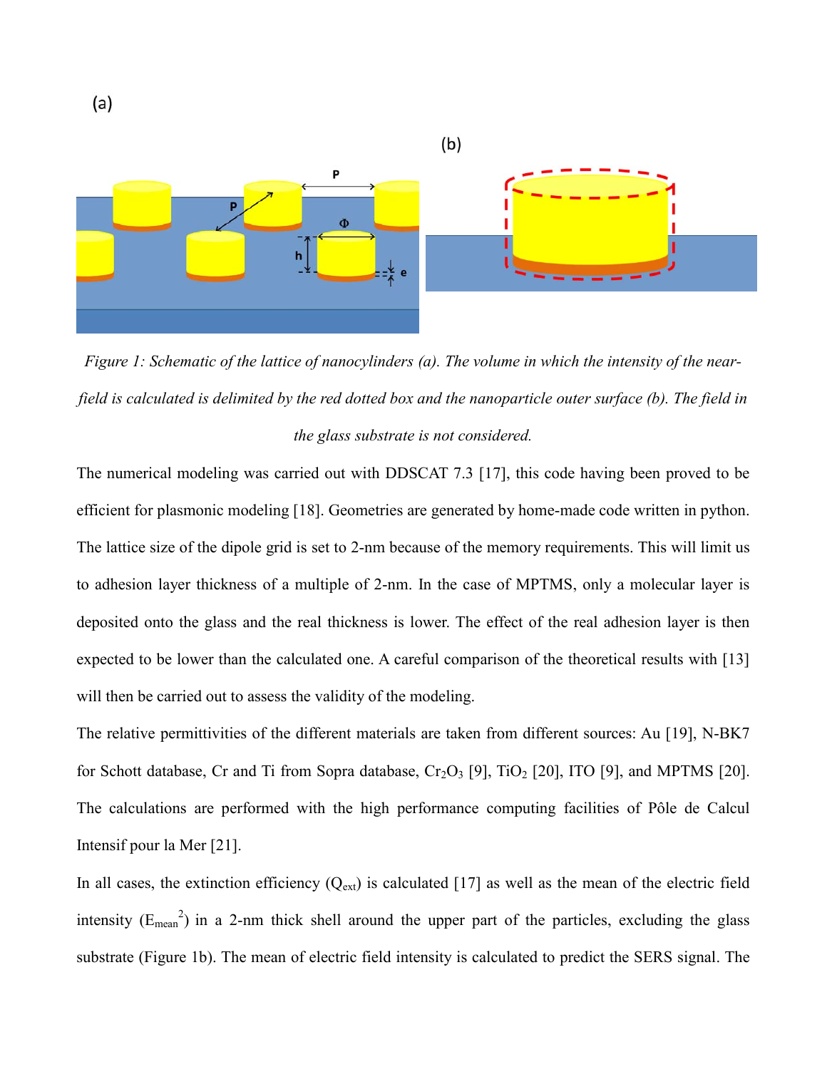*Figure 1: Schematic of the lattice of nanocylinders (a). The volume in which the intensity of the near-field is calculated is delimited by the red dotted box and the nanoparticle outer surface (b). The field in the glass substrate is not considered.*

The numerical modeling was carried out with DDSCAT 7.3 [17], this code having been proved to be efficient for plasmonic modeling [18]. Geometries are generated by home-made code written in python. The lattice size of the dipole grid is set to 2-nm because of the memory requirements. This will limit us to adhesion layer thickness of a multiple of 2-nm. In the case of MPTMS, only a molecular layer is deposited onto the glass and the real thickness is lower. The effect of the real adhesion layer is then expected to be lower than the calculated one. A careful comparison of the theoretical results with [13] will then be carried out to assess the validity of the modeling.

The relative permittivities of the different materials are taken from different sources: Au [19], N-BK7 for Schott database, Cr and Ti from Sopra database, $Cr_2O_3$ [9], $TiO_2$ [20], ITO [9], and MPTMS [20]. The calculations are performed with the high performance computing facilities of Pôle de Calcul Intensif pour la Mer [21].

In all cases, the extinction efficiency ($Q_{ext}$) is calculated [17] as well as the mean of the electric field intensity ($E_{mean}^2$) in a 2-nm thick shell around the upper part of the particles, excluding the glass substrate (Figure 1b). The mean of electric field intensity is calculated to predict the SERS signal. The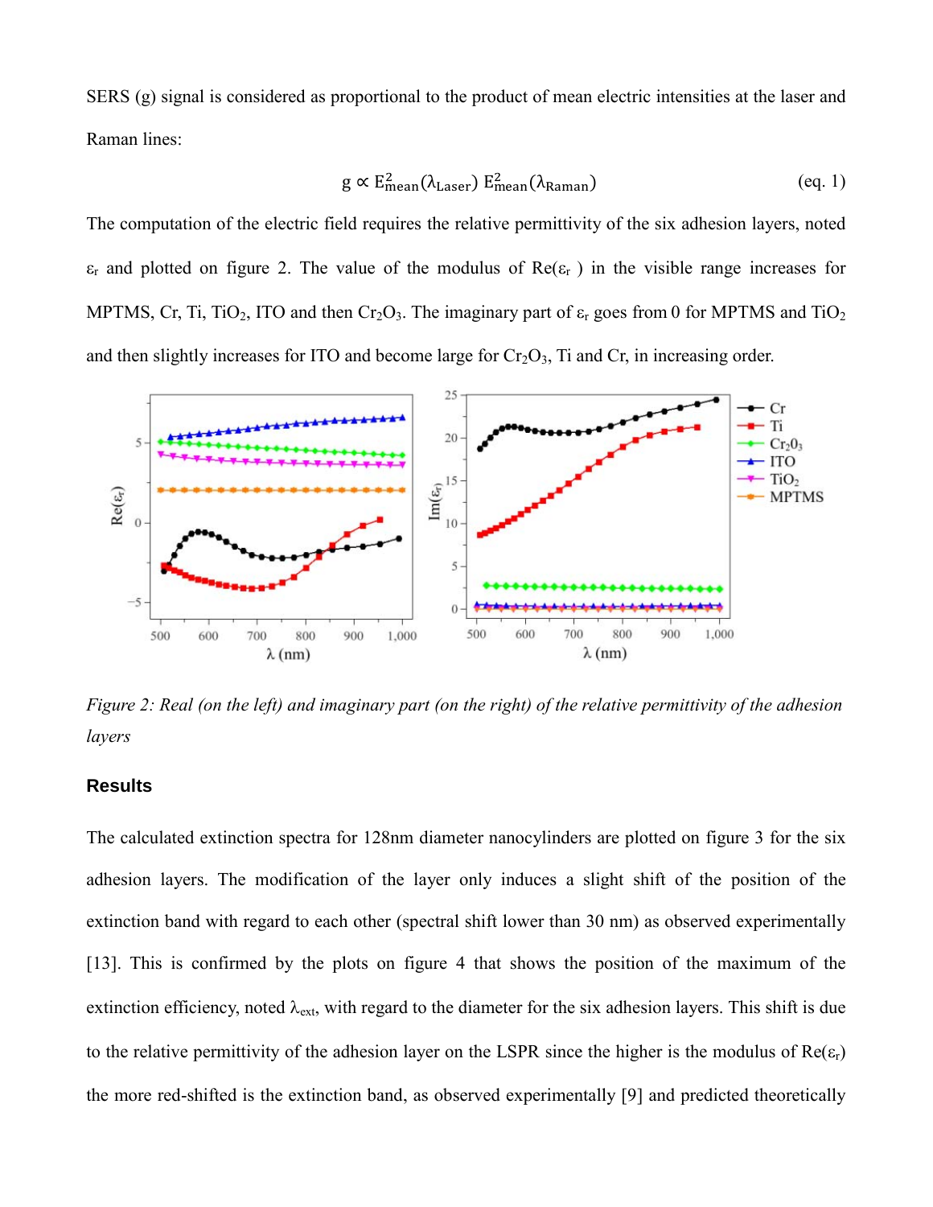SERS (g) signal is considered as proportional to the product of mean electric intensities at the laser and Raman lines:

$$g \propto E^2_{mean}(\lambda_{Laser})\, E^2_{mean}(\lambda_{Raman}) \qquad \text{(eq. 1)}$$

The computation of the electric field requires the relative permittivity of the six adhesion layers, noted $\varepsilon_r$ and plotted on figure 2. The value of the modulus of $Re(\varepsilon_r)$ in the visible range increases for MPTMS, Cr, Ti, $TiO_2$, ITO and then $Cr_2O_3$. The imaginary part of $\varepsilon_r$ goes from 0 for MPTMS and $TiO_2$ and then slightly increases for ITO and become large for $Cr_2O_3$, Ti and Cr, in increasing order.

*Figure 2: Real (on the left) and imaginary part (on the right) of the relative permittivity of the adhesion layers*

## Results

The calculated extinction spectra for 128nm diameter nanocylinders are plotted on figure 3 for the six adhesion layers. The modification of the layer only induces a slight shift of the position of the extinction band with regard to each other (spectral shift lower than 30 nm) as observed experimentally [13]. This is confirmed by the plots on figure 4 that shows the position of the maximum of the extinction efficiency, noted $\lambda_{ext}$, with regard to the diameter for the six adhesion layers. This shift is due to the relative permittivity of the adhesion layer on the LSPR since the higher is the modulus of $Re(\varepsilon_r)$ the more red-shifted is the extinction band, as observed experimentally [9] and predicted theoretically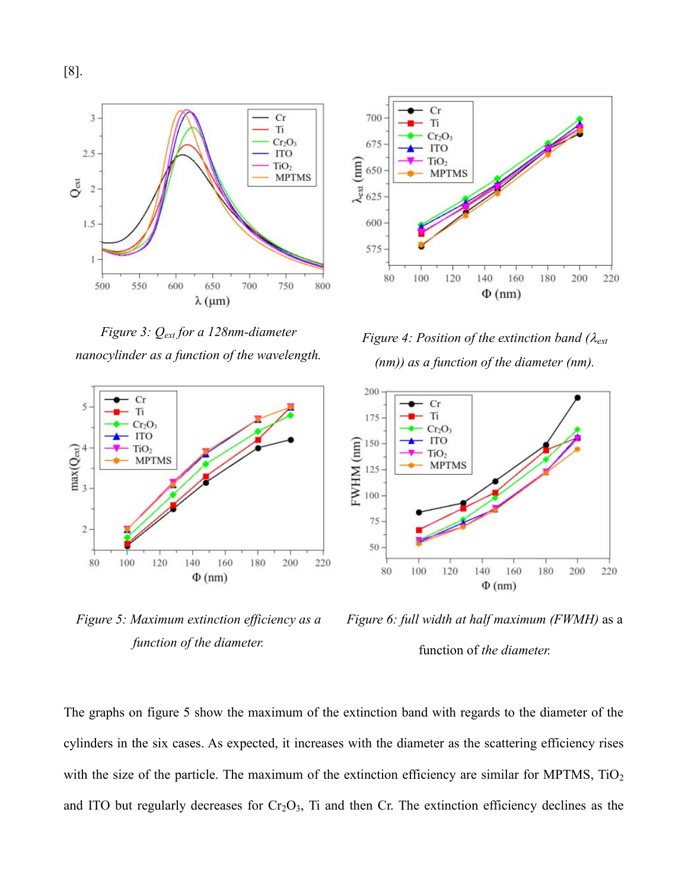[8].

*Figure 3: $Q_{ext}$ for a 128nm-diameter nanocylinder as a function of the wavelength.*

*Figure 4: Position of the extinction band ($\lambda_{ext}$ (nm)) as a function of the diameter (nm).*

*Figure 5: Maximum extinction efficiency as a function of the diameter.*

*Figure 6: full width at half maximum (FWMH)* as a function of *the diameter.*

The graphs on figure 5 show the maximum of the extinction band with regards to the diameter of the cylinders in the six cases. As expected, it increases with the diameter as the scattering efficiency rises with the size of the particle. The maximum of the extinction efficiency are similar for MPTMS, $TiO_2$ and ITO but regularly decreases for $Cr_2O_3$, Ti and then Cr. The extinction efficiency declines as the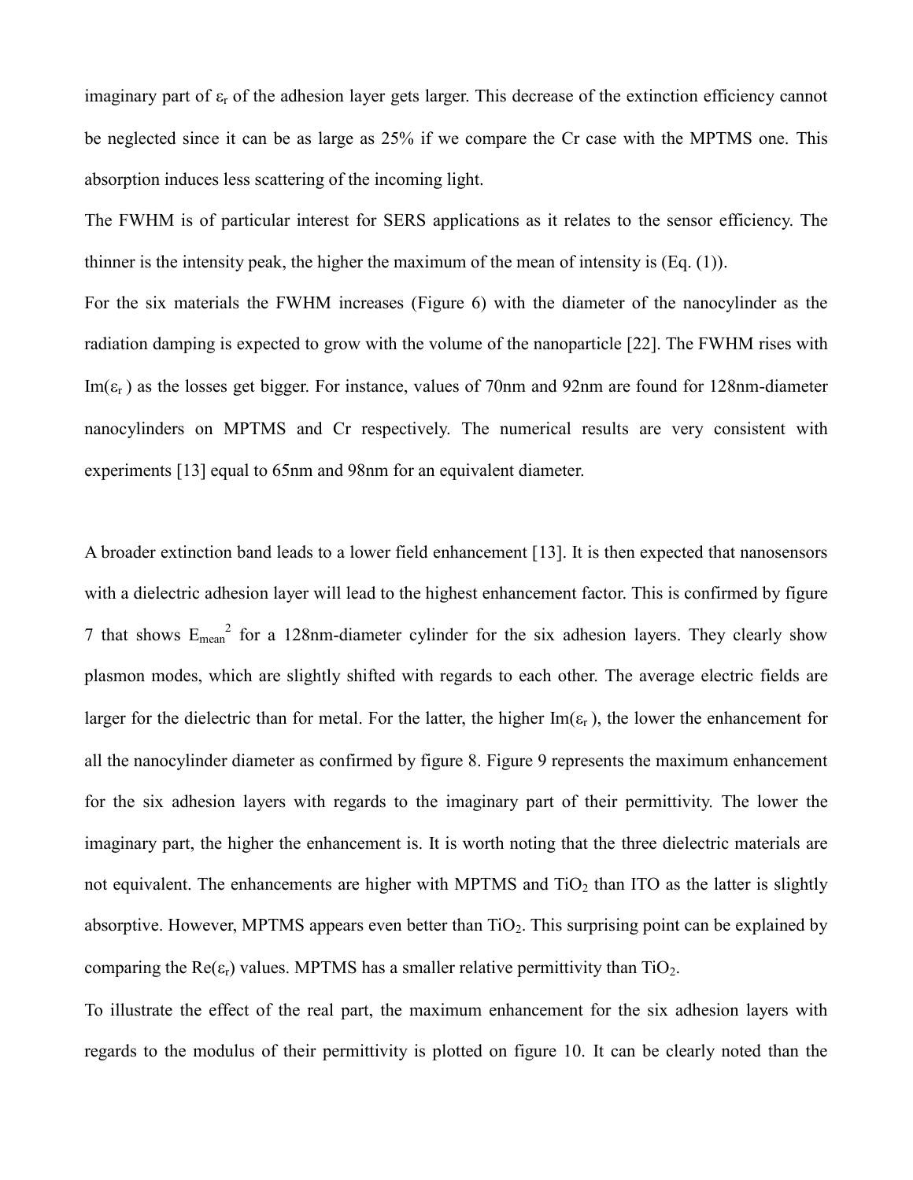imaginary part of $\varepsilon_r$ of the adhesion layer gets larger. This decrease of the extinction efficiency cannot be neglected since it can be as large as 25% if we compare the Cr case with the MPTMS one. This absorption induces less scattering of the incoming light.

The FWHM is of particular interest for SERS applications as it relates to the sensor efficiency. The thinner is the intensity peak, the higher the maximum of the mean of intensity is (Eq. (1)).

For the six materials the FWHM increases (Figure 6) with the diameter of the nanocylinder as the radiation damping is expected to grow with the volume of the nanoparticle [22]. The FWHM rises with $\mathrm{Im}(\varepsilon_r)$ as the losses get bigger. For instance, values of 70nm and 92nm are found for 128nm-diameter nanocylinders on MPTMS and Cr respectively. The numerical results are very consistent with experiments [13] equal to 65nm and 98nm for an equivalent diameter.

A broader extinction band leads to a lower field enhancement [13]. It is then expected that nanosensors with a dielectric adhesion layer will lead to the highest enhancement factor. This is confirmed by figure 7 that shows $E_{mean}^2$ for a 128nm-diameter cylinder for the six adhesion layers. They clearly show plasmon modes, which are slightly shifted with regards to each other. The average electric fields are larger for the dielectric than for metal. For the latter, the higher $\mathrm{Im}(\varepsilon_r)$, the lower the enhancement for all the nanocylinder diameter as confirmed by figure 8. Figure 9 represents the maximum enhancement for the six adhesion layers with regards to the imaginary part of their permittivity. The lower the imaginary part, the higher the enhancement is. It is worth noting that the three dielectric materials are not equivalent. The enhancements are higher with MPTMS and $TiO_2$ than ITO as the latter is slightly absorptive. However, MPTMS appears even better than $TiO_2$. This surprising point can be explained by comparing the $\mathrm{Re}(\varepsilon_r)$ values. MPTMS has a smaller relative permittivity than $TiO_2$.

To illustrate the effect of the real part, the maximum enhancement for the six adhesion layers with regards to the modulus of their permittivity is plotted on figure 10. It can be clearly noted than the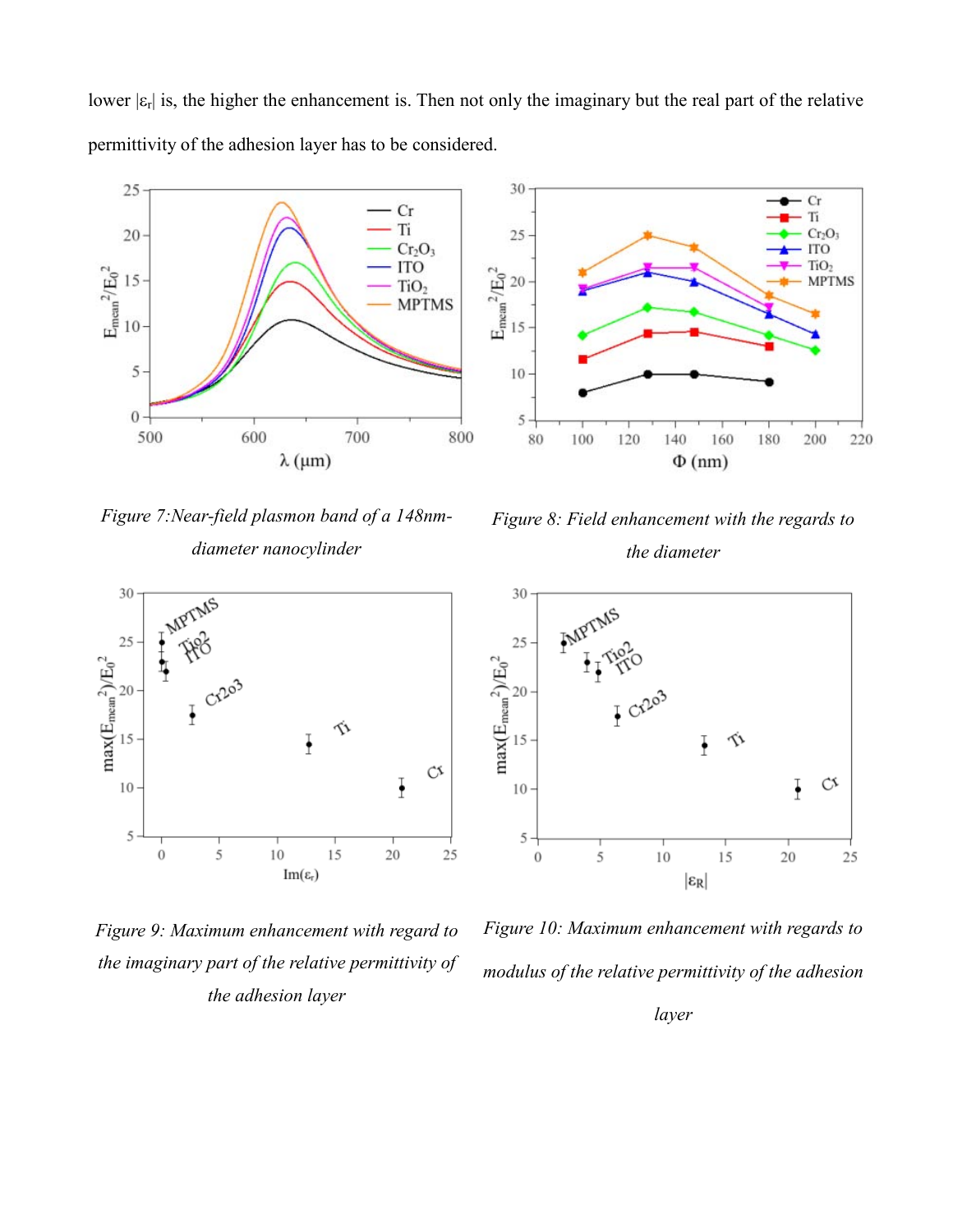lower $|\varepsilon_r|$ is, the higher the enhancement is. Then not only the imaginary but the real part of the relative permittivity of the adhesion layer has to be considered.

*Figure 7: Near-field plasmon band of a 148nm-diameter nanocylinder*

*Figure 8: Field enhancement with the regards to the diameter*

*Figure 9: Maximum enhancement with regard to the imaginary part of the relative permittivity of the adhesion layer*

*Figure 10: Maximum enhancement with regards to modulus of the relative permittivity of the adhesion layer*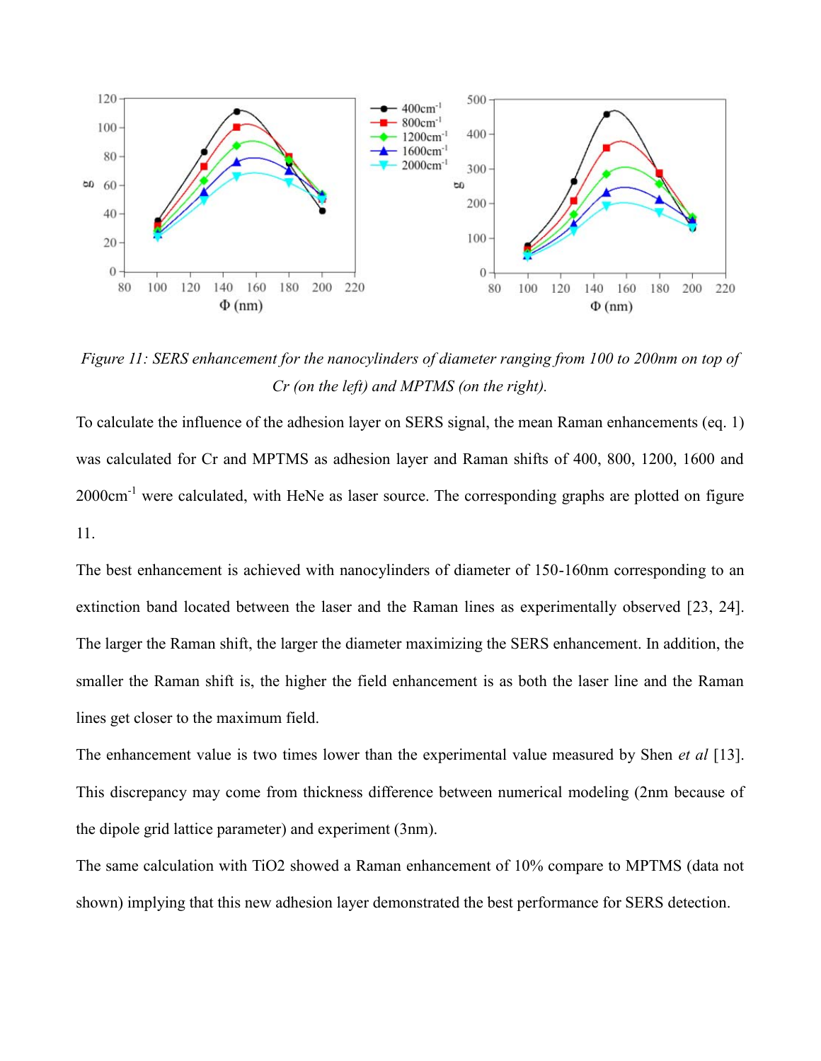*Figure 11: SERS enhancement for the nanocylinders of diameter ranging from 100 to 200nm on top of Cr (on the left) and MPTMS (on the right).*

To calculate the influence of the adhesion layer on SERS signal, the mean Raman enhancements (eq. 1) was calculated for Cr and MPTMS as adhesion layer and Raman shifts of 400, 800, 1200, 1600 and 2000cm$^{-1}$ were calculated, with HeNe as laser source. The corresponding graphs are plotted on figure 11.

The best enhancement is achieved with nanocylinders of diameter of 150-160nm corresponding to an extinction band located between the laser and the Raman lines as experimentally observed [23, 24]. The larger the Raman shift, the larger the diameter maximizing the SERS enhancement. In addition, the smaller the Raman shift is, the higher the field enhancement is as both the laser line and the Raman lines get closer to the maximum field.

The enhancement value is two times lower than the experimental value measured by Shen *et al* [13]. This discrepancy may come from thickness difference between numerical modeling (2nm because of the dipole grid lattice parameter) and experiment (3nm).

The same calculation with $TiO_2$ showed a Raman enhancement of 10% compare to MPTMS (data not shown) implying that this new adhesion layer demonstrated the best performance for SERS detection.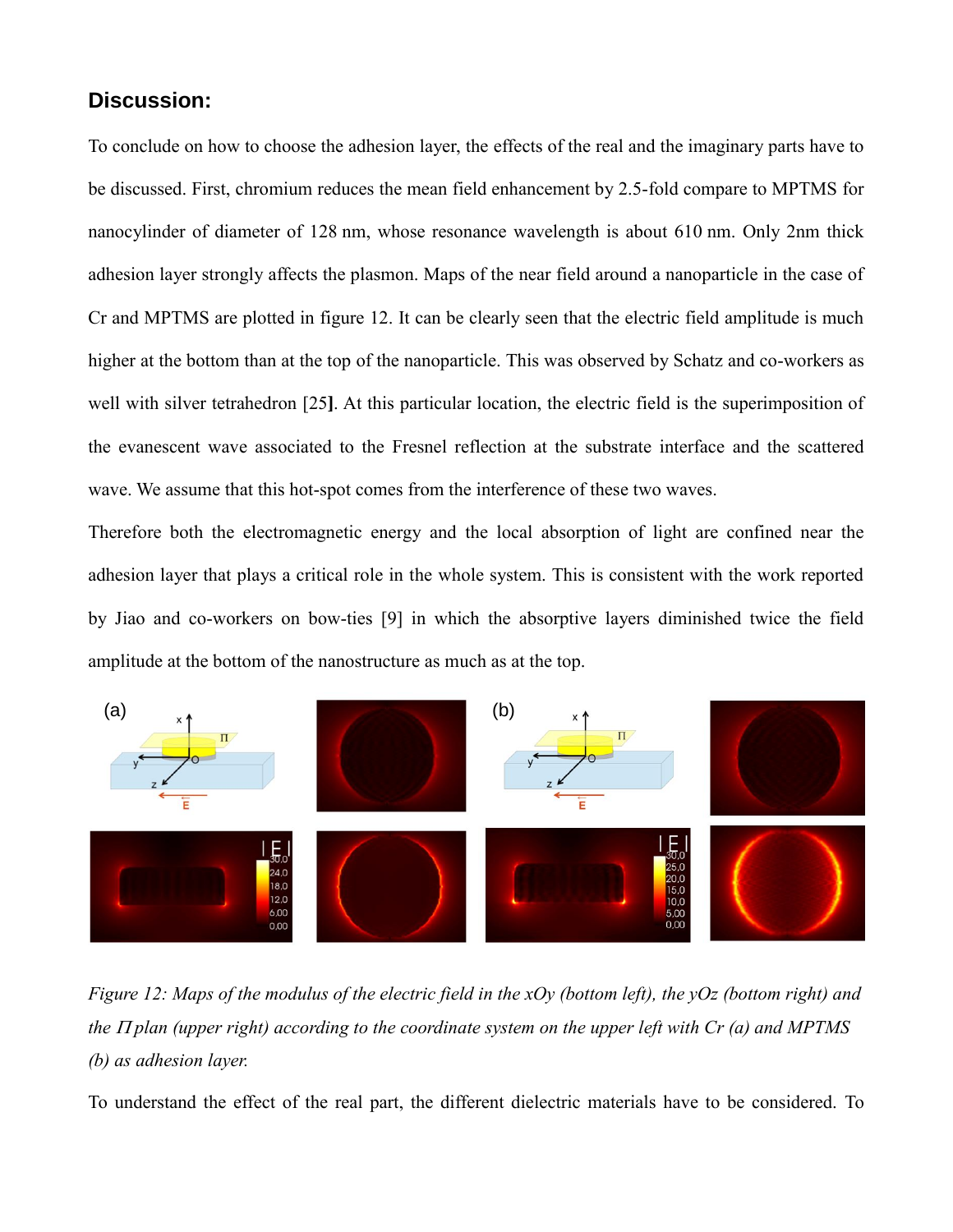## Discussion:

To conclude on how to choose the adhesion layer, the effects of the real and the imaginary parts have to be discussed. First, chromium reduces the mean field enhancement by 2.5-fold compare to MPTMS for nanocylinder of diameter of 128 nm, whose resonance wavelength is about 610 nm. Only 2nm thick adhesion layer strongly affects the plasmon. Maps of the near field around a nanoparticle in the case of Cr and MPTMS are plotted in figure 12. It can be clearly seen that the electric field amplitude is much higher at the bottom than at the top of the nanoparticle. This was observed by Schatz and co-workers as well with silver tetrahedron [25]. At this particular location, the electric field is the superimposition of the evanescent wave associated to the Fresnel reflection at the substrate interface and the scattered wave. We assume that this hot-spot comes from the interference of these two waves.

Therefore both the electromagnetic energy and the local absorption of light are confined near the adhesion layer that plays a critical role in the whole system. This is consistent with the work reported by Jiao and co-workers on bow-ties [9] in which the absorptive layers diminished twice the field amplitude at the bottom of the nanostructure as much as at the top.

*Figure 12: Maps of the modulus of the electric field in the xOy (bottom left), the yOz (bottom right) and the Π plan (upper right) according to the coordinate system on the upper left with Cr (a) and MPTMS (b) as adhesion layer.*

To understand the effect of the real part, the different dielectric materials have to be considered. To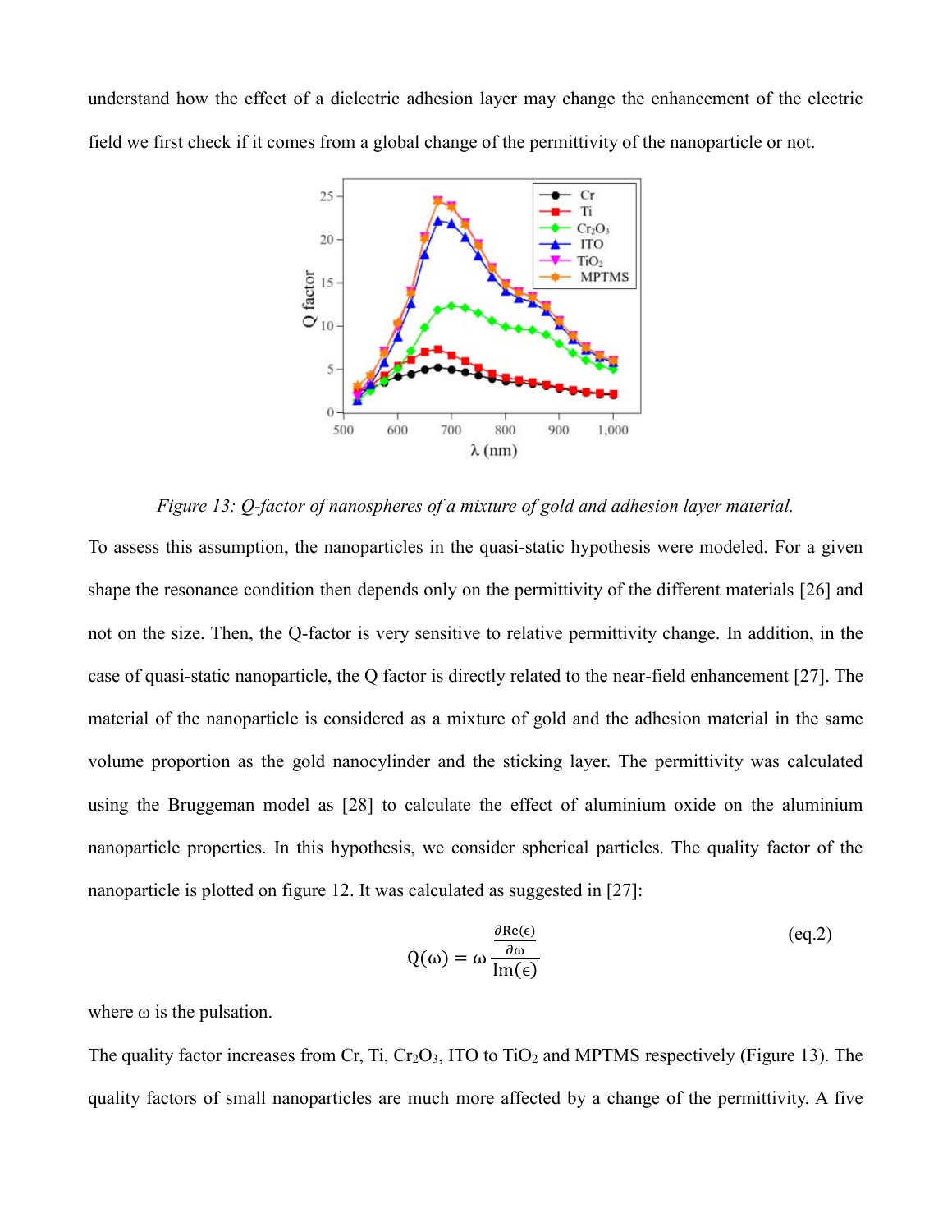understand how the effect of a dielectric adhesion layer may change the enhancement of the electric field we first check if it comes from a global change of the permittivity of the nanoparticle or not.

*Figure 13: Q-factor of nanospheres of a mixture of gold and adhesion layer material.*

To assess this assumption, the nanoparticles in the quasi-static hypothesis were modeled. For a given shape the resonance condition then depends only on the permittivity of the different materials [26] and not on the size. Then, the Q-factor is very sensitive to relative permittivity change. In addition, in the case of quasi-static nanoparticle, the Q factor is directly related to the near-field enhancement [27]. The material of the nanoparticle is considered as a mixture of gold and the adhesion material in the same volume proportion as the gold nanocylinder and the sticking layer. The permittivity was calculated using the Bruggeman model as [28] to calculate the effect of aluminium oxide on the aluminium nanoparticle properties. In this hypothesis, we consider spherical particles. The quality factor of the nanoparticle is plotted on figure 12. It was calculated as suggested in [27]:

$$Q(\omega) = \omega \frac{\frac{\partial \mathrm{Re}(\epsilon)}{\partial \omega}}{\mathrm{Im}(\epsilon)} \qquad \text{(eq.2)}$$

where ω is the pulsation.

The quality factor increases from Cr, Ti, $Cr_2O_3$, ITO to $TiO_2$ and MPTMS respectively (Figure 13). The quality factors of small nanoparticles are much more affected by a change of the permittivity. A five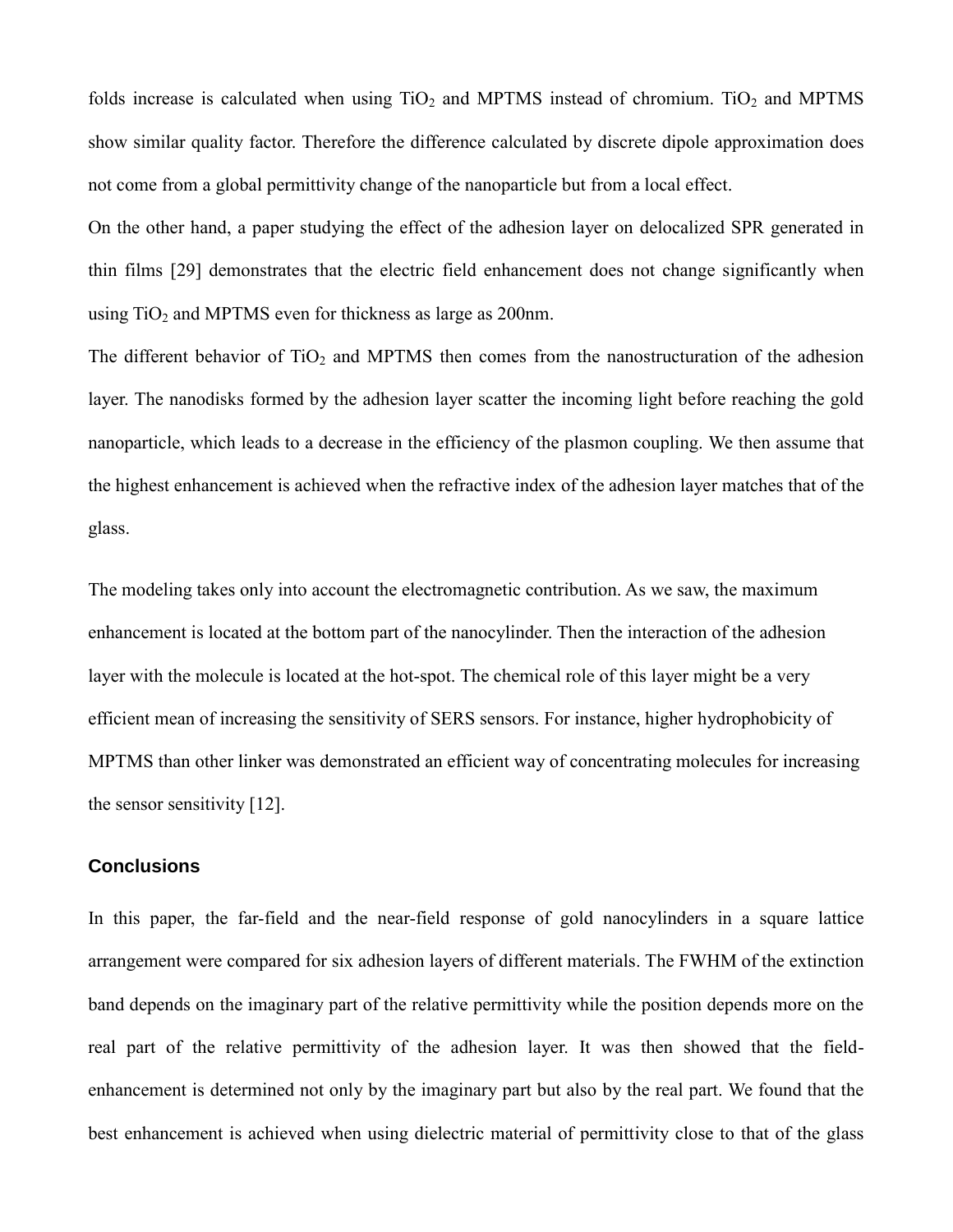folds increase is calculated when using $TiO_2$ and MPTMS instead of chromium. $TiO_2$ and MPTMS show similar quality factor. Therefore the difference calculated by discrete dipole approximation does not come from a global permittivity change of the nanoparticle but from a local effect.

On the other hand, a paper studying the effect of the adhesion layer on delocalized SPR generated in thin films [29] demonstrates that the electric field enhancement does not change significantly when using $TiO_2$ and MPTMS even for thickness as large as 200nm.

The different behavior of $TiO_2$ and MPTMS then comes from the nanostructuration of the adhesion layer. The nanodisks formed by the adhesion layer scatter the incoming light before reaching the gold nanoparticle, which leads to a decrease in the efficiency of the plasmon coupling. We then assume that the highest enhancement is achieved when the refractive index of the adhesion layer matches that of the glass.

The modeling takes only into account the electromagnetic contribution. As we saw, the maximum enhancement is located at the bottom part of the nanocylinder. Then the interaction of the adhesion layer with the molecule is located at the hot-spot. The chemical role of this layer might be a very efficient mean of increasing the sensitivity of SERS sensors. For instance, higher hydrophobicity of MPTMS than other linker was demonstrated an efficient way of concentrating molecules for increasing the sensor sensitivity [12].

## Conclusions

In this paper, the far-field and the near-field response of gold nanocylinders in a square lattice arrangement were compared for six adhesion layers of different materials. The FWHM of the extinction band depends on the imaginary part of the relative permittivity while the position depends more on the real part of the relative permittivity of the adhesion layer. It was then showed that the field-enhancement is determined not only by the imaginary part but also by the real part. We found that the best enhancement is achieved when using dielectric material of permittivity close to that of the glass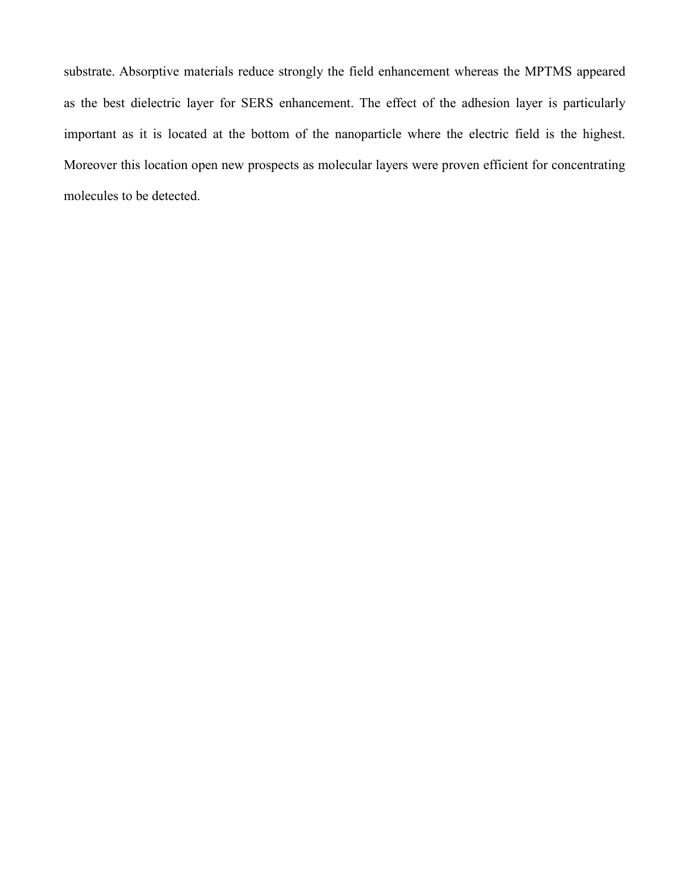substrate. Absorptive materials reduce strongly the field enhancement whereas the MPTMS appeared as the best dielectric layer for SERS enhancement. The effect of the adhesion layer is particularly important as it is located at the bottom of the nanoparticle where the electric field is the highest. Moreover this location open new prospects as molecular layers were proven efficient for concentrating molecules to be detected.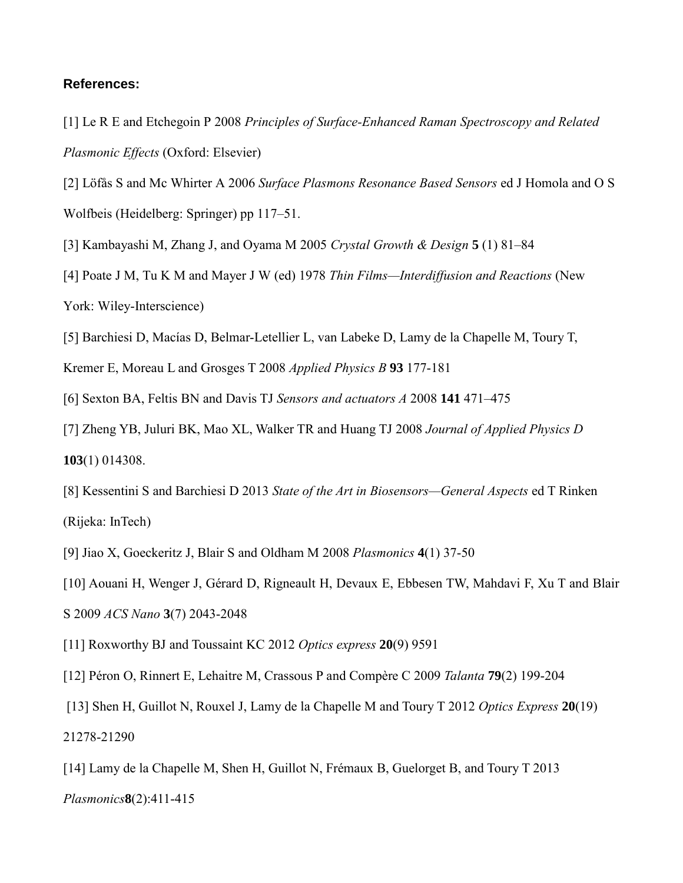**References:**

[1] Le R E and Etchegoin P 2008 *Principles of Surface-Enhanced Raman Spectroscopy and Related Plasmonic Effects* (Oxford: Elsevier)

[2] Löfås S and Mc Whirter A 2006 *Surface Plasmons Resonance Based Sensors* ed J Homola and O S Wolfbeis (Heidelberg: Springer) pp 117–51.

[3] Kambayashi M, Zhang J, and Oyama M 2005 *Crystal Growth & Design* **5** (1) 81–84

[4] Poate J M, Tu K M and Mayer J W (ed) 1978 *Thin Films—Interdiffusion and Reactions* (New York: Wiley-Interscience)

[5] Barchiesi D, Macías D, Belmar-Letellier L, van Labeke D, Lamy de la Chapelle M, Toury T, Kremer E, Moreau L and Grosges T 2008 *Applied Physics B* **93** 177-181

[6] Sexton BA, Feltis BN and Davis TJ *Sensors and actuators A* 2008 **141** 471–475

[7] Zheng YB, Juluri BK, Mao XL, Walker TR and Huang TJ 2008 *Journal of Applied Physics D* **103**(1) 014308.

[8] Kessentini S and Barchiesi D 2013 *State of the Art in Biosensors—General Aspects* ed T Rinken (Rijeka: InTech)

[9] Jiao X, Goeckeritz J, Blair S and Oldham M 2008 *Plasmonics* **4**(1) 37-50

[10] Aouani H, Wenger J, Gérard D, Rigneault H, Devaux E, Ebbesen TW, Mahdavi F, Xu T and Blair S 2009 *ACS Nano* **3**(7) 2043-2048

[11] Roxworthy BJ and Toussaint KC 2012 *Optics express* **20**(9) 9591

[12] Péron O, Rinnert E, Lehaitre M, Crassous P and Compère C 2009 *Talanta* **79**(2) 199-204

[13] Shen H, Guillot N, Rouxel J, Lamy de la Chapelle M and Toury T 2012 *Optics Express* **20**(19) 21278-21290

[14] Lamy de la Chapelle M, Shen H, Guillot N, Frémaux B, Guelorget B, and Toury T 2013 *Plasmonics* **8**(2):411-415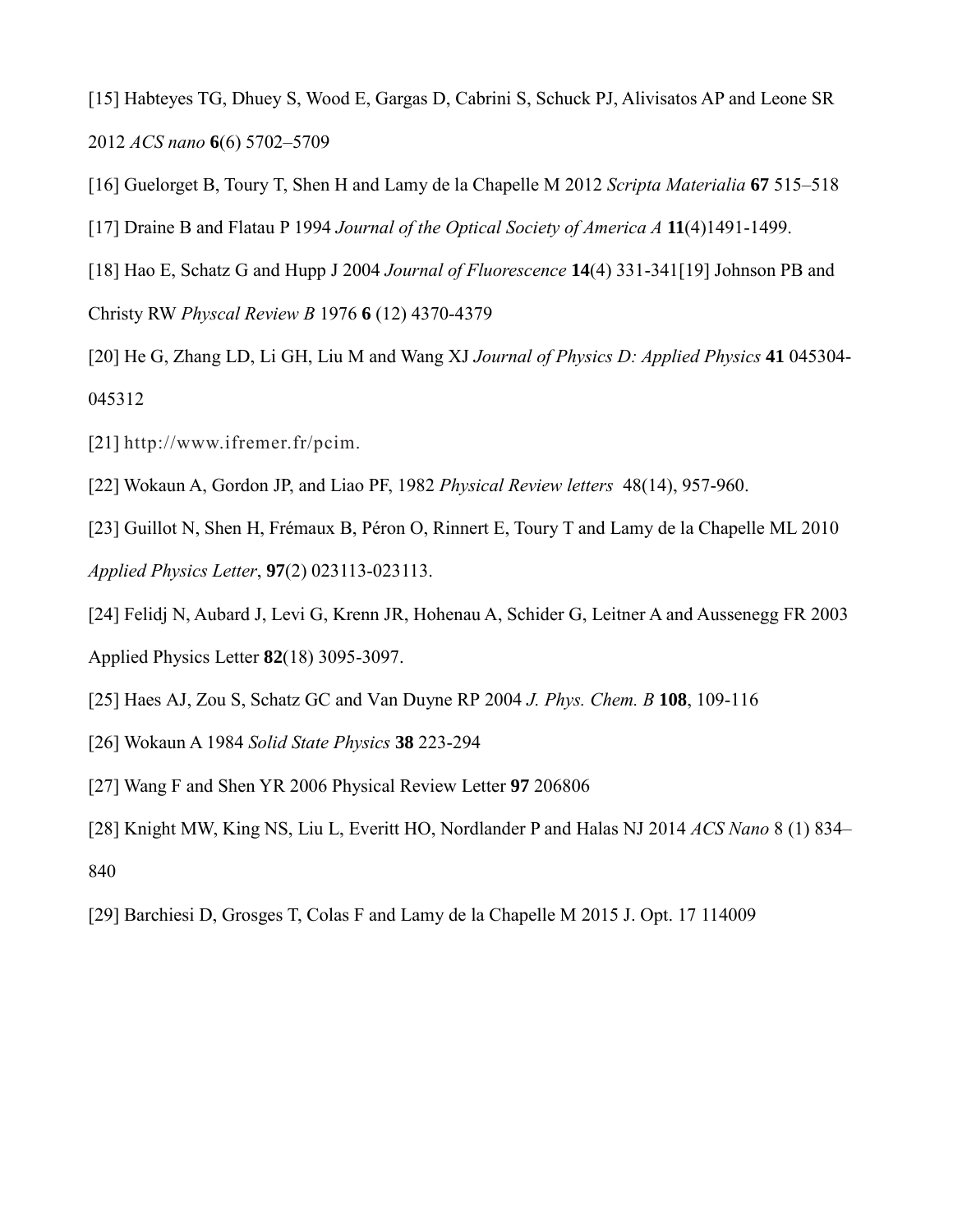[15] Habteyes TG, Dhuey S, Wood E, Gargas D, Cabrini S, Schuck PJ, Alivisatos AP and Leone SR 2012 *ACS nano* **6**(6) 5702–5709

[16] Guelorget B, Toury T, Shen H and Lamy de la Chapelle M 2012 *Scripta Materialia* **67** 515–518

[17] Draine B and Flatau P 1994 *Journal of the Optical Society of America A* **11**(4)1491-1499.

[18] Hao E, Schatz G and Hupp J 2004 *Journal of Fluorescence* **14**(4) 331-341[19] Johnson PB and Christy RW *Physcal Review B* 1976 **6** (12) 4370-4379

[20] He G, Zhang LD, Li GH, Liu M and Wang XJ *Journal of Physics D: Applied Physics* **41** 045304-045312

[21] http://www.ifremer.fr/pcim.

[22] Wokaun A, Gordon JP, and Liao PF, 1982 *Physical Review letters* 48(14), 957-960.

[23] Guillot N, Shen H, Frémaux B, Péron O, Rinnert E, Toury T and Lamy de la Chapelle ML 2010 *Applied Physics Letter*, **97**(2) 023113-023113.

[24] Felidj N, Aubard J, Levi G, Krenn JR, Hohenau A, Schider G, Leitner A and Aussenegg FR 2003 Applied Physics Letter **82**(18) 3095-3097.

[25] Haes AJ, Zou S, Schatz GC and Van Duyne RP 2004 *J. Phys. Chem. B* **108**, 109-116

[26] Wokaun A 1984 *Solid State Physics* **38** 223-294

[27] Wang F and Shen YR 2006 Physical Review Letter **97** 206806

[28] Knight MW, King NS, Liu L, Everitt HO, Nordlander P and Halas NJ 2014 *ACS Nano* 8 (1) 834–840

[29] Barchiesi D, Grosges T, Colas F and Lamy de la Chapelle M 2015 J. Opt. 17 114009